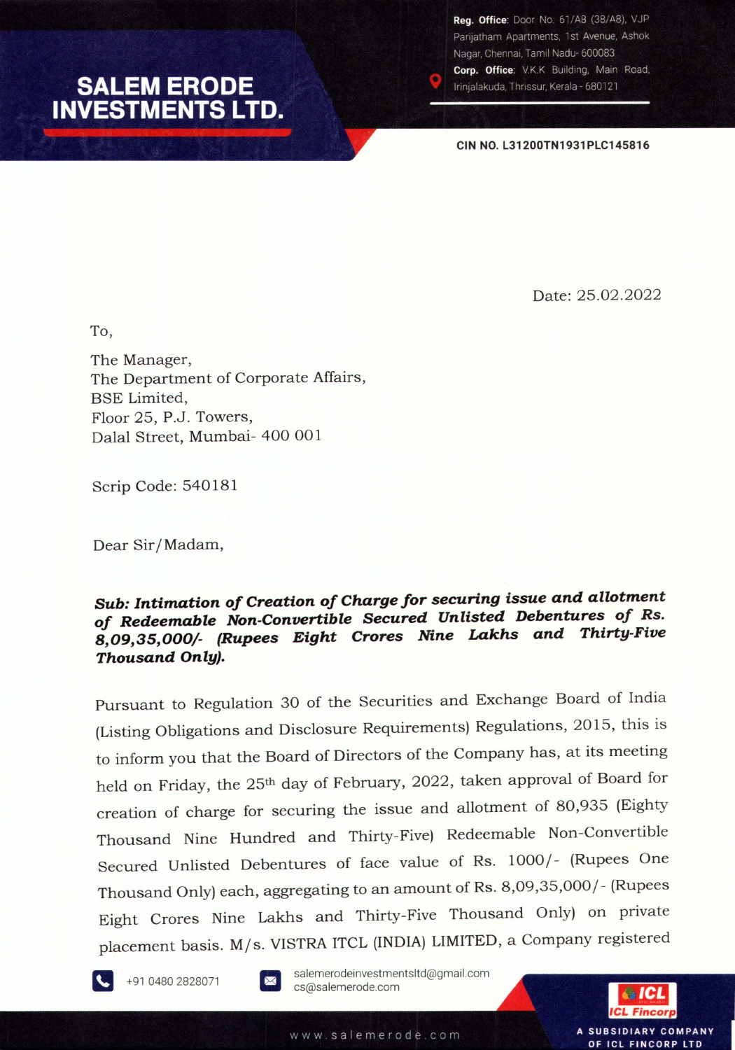# SALEM ERODE INVESTMENTS LTD.

**Reg. Office**: Door No. 61/A8 (38/A8), VJP Parijatham Apartments, 1st Avenue, Ashok Nagar, Chennai, Tamil Nadu- 600083
**Corp. Office**: V.K.K Building, Main Road, Irinjalakuda, Thrissur, Kerala - 680121

**CIN NO. L31200TN1931PLC145816**

Date: 25.02.2022

To,

The Manager,
The Department of Corporate Affairs,
BSE Limited,
Floor 25, P.J. Towers,
Dalal Street, Mumbai- 400 001

Scrip Code: 540181

Dear Sir/Madam,

***Sub: Intimation of Creation of Charge for securing issue and allotment of Redeemable Non-Convertible Secured Unlisted Debentures of Rs. 8,09,35,000/- (Rupees Eight Crores Nine Lakhs and Thirty-Five Thousand Only).***

Pursuant to Regulation 30 of the Securities and Exchange Board of India (Listing Obligations and Disclosure Requirements) Regulations, 2015, this is to inform you that the Board of Directors of the Company has, at its meeting held on Friday, the 25th day of February, 2022, taken approval of Board for creation of charge for securing the issue and allotment of 80,935 (Eighty Thousand Nine Hundred and Thirty-Five) Redeemable Non-Convertible Secured Unlisted Debentures of face value of Rs. 1000/- (Rupees One Thousand Only) each, aggregating to an amount of Rs. 8,09,35,000/- (Rupees Eight Crores Nine Lakhs and Thirty-Five Thousand Only) on private placement basis. M/s. VISTRA ITCL (INDIA) LIMITED, a Company registered

+91 0480 2828071 salemerodeinvestmentsltd@gmail.com cs@salemerode.com

www.salemerode.com

A SUBSIDIARY COMPANY OF ICL FINCORP LTD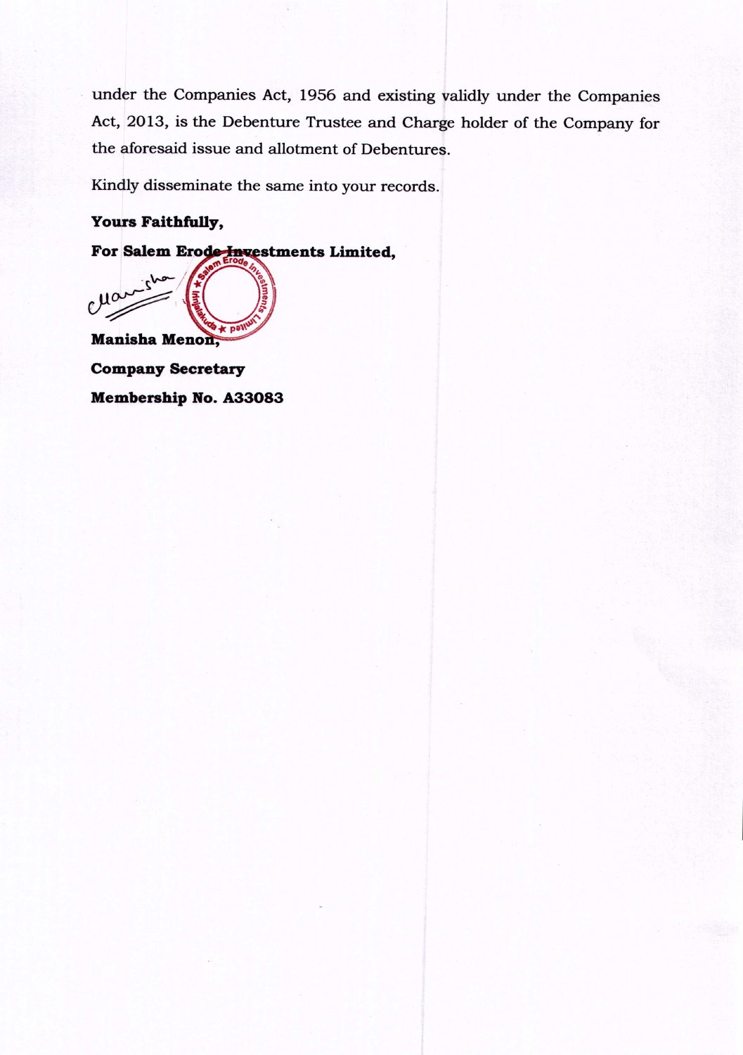under the Companies Act, 1956 and existing validly under the Companies Act, 2013, is the Debenture Trustee and Charge holder of the Company for the aforesaid issue and allotment of Debentures.

Kindly disseminate the same into your records.

**Yours Faithfully,**

**For Salem Erode Investments Limited,**

**Manisha Menon,**

**Company Secretary**

**Membership No. A33083**